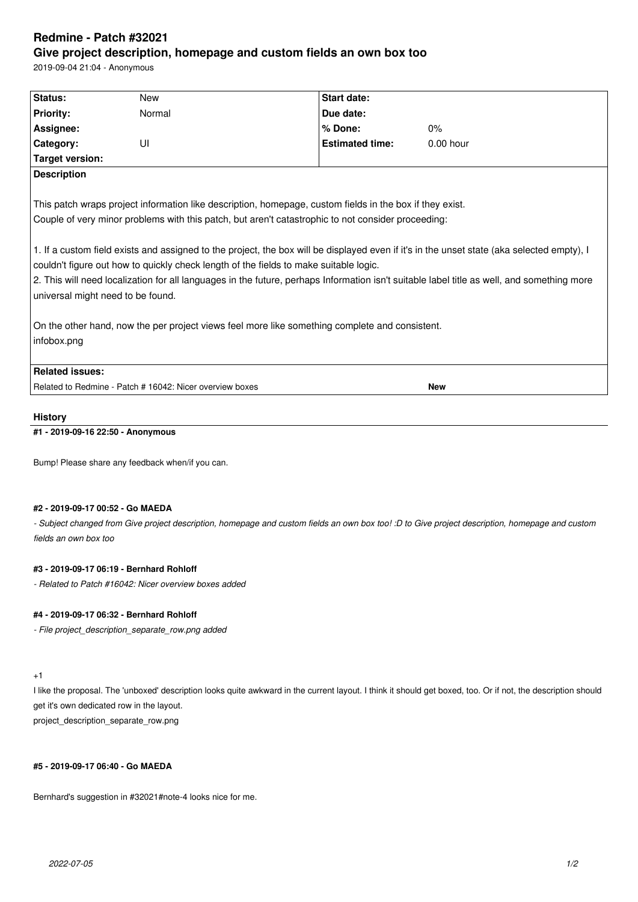# Redmine - Patch #32021

## Give project description, homepage and custom fields an own box too

2019-09-04 21:04 - Anonymous

| Status: | New | Start date: | |
|---|---|---|---|
| Priority: | Normal | Due date: | |
| Assignee: | | % Done: | 0% |
| Category: | UI | Estimated time: | 0.00 hour |
| Target version: | | | |

**Description**

This patch wraps project information like description, homepage, custom fields in the box if they exist.
Couple of very minor problems with this patch, but aren't catastrophic to not consider proceeding:

1. If a custom field exists and assigned to the project, the box will be displayed even if it's in the unset state (aka selected empty), I couldn't figure out how to quickly check length of the fields to make suitable logic.
2. This will need localization for all languages in the future, perhaps Information isn't suitable label title as well, and something more universal might need to be found.

On the other hand, now the per project views feel more like something complete and consistent.
infobox.png

**Related issues:**

| | |
|---|---|
| Related to Redmine - Patch # 16042: Nicer overview boxes | New |

## History

#### #1 - 2019-09-16 22:50 - Anonymous

Bump! Please share any feedback when/if you can.

#### #2 - 2019-09-17 00:52 - Go MAEDA

*- Subject changed from Give project description, homepage and custom fields an own box too! :D to Give project description, homepage and custom fields an own box too*

#### #3 - 2019-09-17 06:19 - Bernhard Rohloff

*- Related to Patch #16042: Nicer overview boxes added*

#### #4 - 2019-09-17 06:32 - Bernhard Rohloff

*- File project_description_separate_row.png added*

+1
I like the proposal. The 'unboxed' description looks quite awkward in the current layout. I think it should get boxed, too. Or if not, the description should get it's own dedicated row in the layout.
project_description_separate_row.png

#### #5 - 2019-09-17 06:40 - Go MAEDA

Bernhard's suggestion in #32021#note-4 looks nice for me.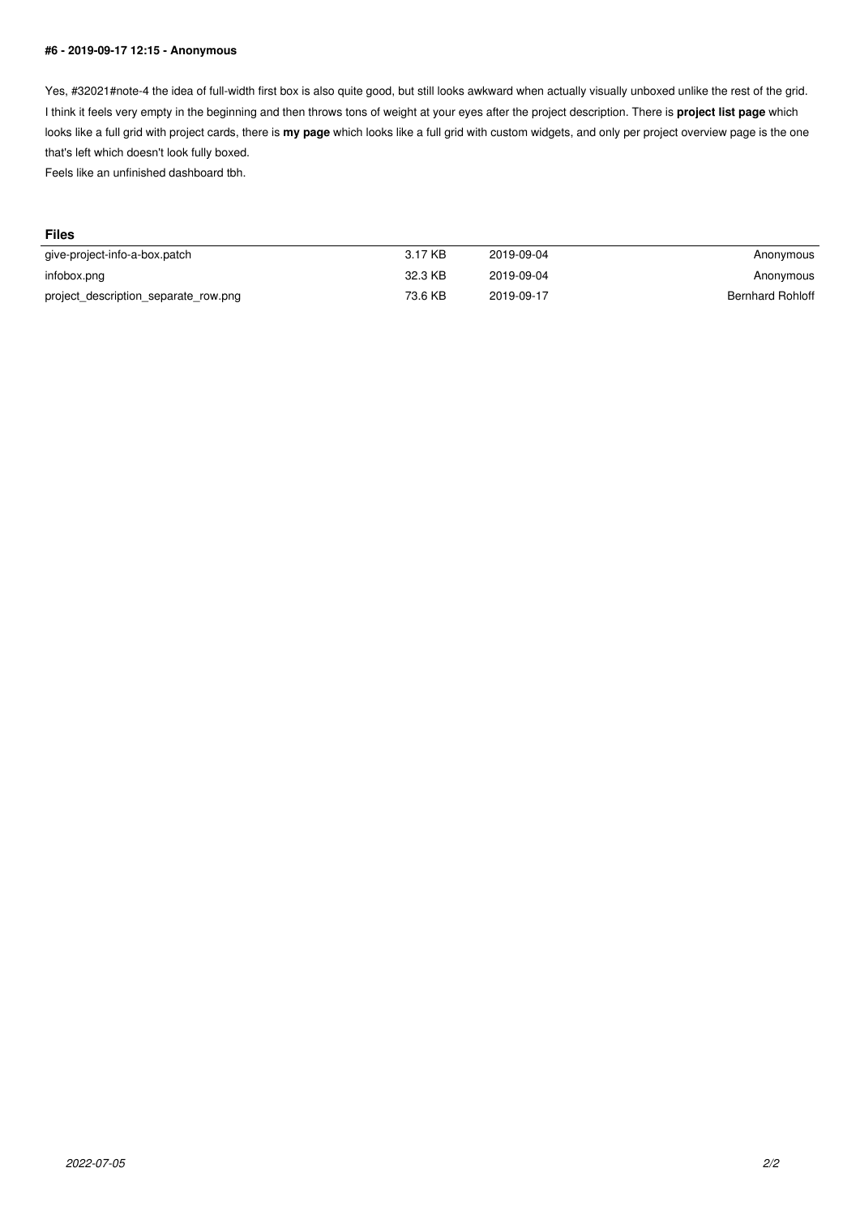#### #6 - 2019-09-17 12:15 - Anonymous

Yes, #32021#note-4 the idea of full-width first box is also quite good, but still looks awkward when actually visually unboxed unlike the rest of the grid. I think it feels very empty in the beginning and then throws tons of weight at your eyes after the project description. There is **project list page** which looks like a full grid with project cards, there is **my page** which looks like a full grid with custom widgets, and only per project overview page is the one that's left which doesn't look fully boxed.
Feels like an unfinished dashboard tbh.

## Files

| | | | |
|---|---|---|---|
| give-project-info-a-box.patch | 3.17 KB | 2019-09-04 | Anonymous |
| infobox.png | 32.3 KB | 2019-09-04 | Anonymous |
| project_description_separate_row.png | 73.6 KB | 2019-09-17 | Bernhard Rohloff |